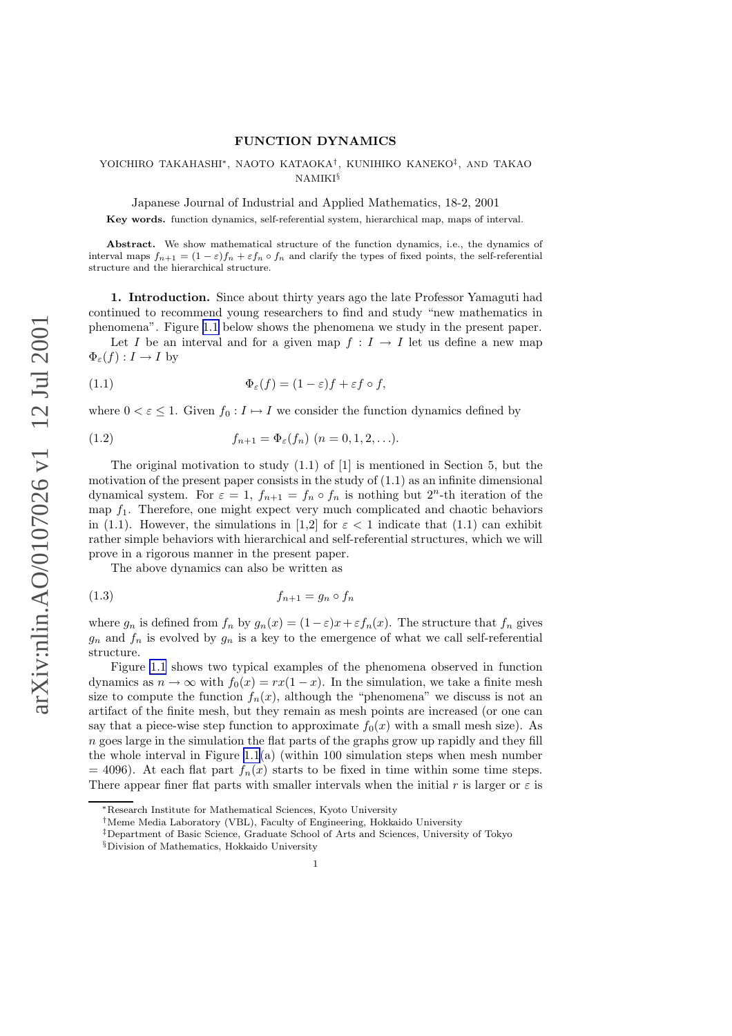# FUNCTION DYNAMICS

YOICHIRO TAKAHASHI*, NAOTO KATAOKA†, KUNIHIKO KANEKO‡, AND TAKAO NAMIKI§

Japanese Journal of Industrial and Applied Mathematics, 18-2, 2001

**Key words.** function dynamics, self-referential system, hierarchical map, maps of interval.

**Abstract.** We show mathematical structure of the function dynamics, i.e., the dynamics of interval maps $f_{n+1} = (1-\varepsilon)f_n + \varepsilon f_n \circ f_n$ and clarify the types of fixed points, the self-referential structure and the hierarchical structure.

**1. Introduction.** Since about thirty years ago the late Professor Yamaguti had continued to recommend young researchers to find and study "new mathematics in phenomena". Figure 1.1 below shows the phenomena we study in the present paper.

Let $I$ be an interval and for a given map $f : I \to I$ let us define a new map $\Phi_\varepsilon(f) : I \to I$ by

$$\Phi_\varepsilon(f) = (1-\varepsilon)f + \varepsilon f \circ f, \tag{1.1}$$

where $0 < \varepsilon \leq 1$. Given $f_0 : I \mapsto I$ we consider the function dynamics defined by

$$f_{n+1} = \Phi_\varepsilon(f_n) \ (n = 0, 1, 2, \ldots). \tag{1.2}$$

The original motivation to study (1.1) of [1] is mentioned in Section 5, but the motivation of the present paper consists in the study of (1.1) as an infinite dimensional dynamical system. For $\varepsilon = 1$, $f_{n+1} = f_n \circ f_n$ is nothing but $2^n$-th iteration of the map $f_1$. Therefore, one might expect very much complicated and chaotic behaviors in (1.1). However, the simulations in [1,2] for $\varepsilon < 1$ indicate that (1.1) can exhibit rather simple behaviors with hierarchical and self-referential structures, which we will prove in a rigorous manner in the present paper.

The above dynamics can also be written as

$$f_{n+1} = g_n \circ f_n \tag{1.3}$$

where $g_n$ is defined from $f_n$ by $g_n(x) = (1-\varepsilon)x + \varepsilon f_n(x)$. The structure that $f_n$ gives $g_n$ and $f_n$ is evolved by $g_n$ is a key to the emergence of what we call self-referential structure.

Figure 1.1 shows two typical examples of the phenomena observed in function dynamics as $n \to \infty$ with $f_0(x) = rx(1-x)$. In the simulation, we take a finite mesh size to compute the function $f_n(x)$, although the "phenomena" we discuss is not an artifact of the finite mesh, but they remain as mesh points are increased (or one can say that a piece-wise step function to approximate $f_0(x)$ with a small mesh size). As $n$ goes large in the simulation the flat parts of the graphs grow up rapidly and they fill the whole interval in Figure 1.1(a) (within 100 simulation steps when mesh number = 4096). At each flat part $f_n(x)$ starts to be fixed in time within some time steps. There appear finer flat parts with smaller intervals when the initial $r$ is larger or $\varepsilon$ is

---

*Research Institute for Mathematical Sciences, Kyoto University

†Meme Media Laboratory (VBL), Faculty of Engineering, Hokkaido University

‡Department of Basic Science, Graduate School of Arts and Sciences, University of Tokyo

§Division of Mathematics, Hokkaido University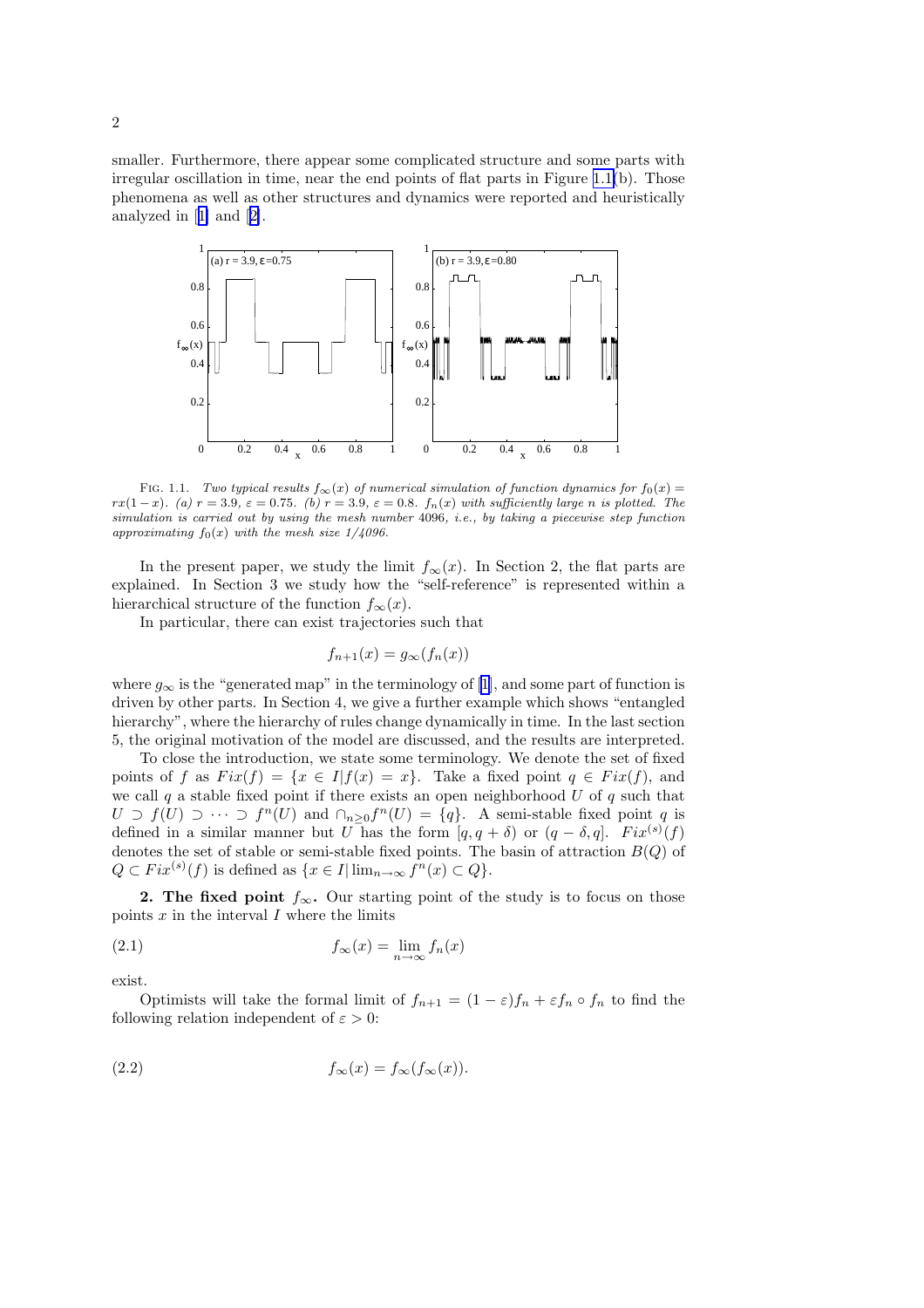smaller. Furthermore, there appear some complicated structure and some parts with irregular oscillation in time, near the end points of flat parts in Figure 1.1(b). Those phenomena as well as other structures and dynamics were reported and heuristically analyzed in [1] and [2].

FIG. 1.1. *Two typical results $f_\infty(x)$ of numerical simulation of function dynamics for $f_0(x) = rx(1-x)$. (a) $r = 3.9$, $\varepsilon = 0.75$. (b) $r = 3.9$, $\varepsilon = 0.8$. $f_n(x)$ with sufficiently large $n$ is plotted. The simulation is carried out by using the mesh number* 4096, *i.e., by taking a piecewise step function approximating $f_0(x)$ with the mesh size 1/4096.*

In the present paper, we study the limit $f_\infty(x)$. In Section 2, the flat parts are explained. In Section 3 we study how the "self-reference" is represented within a hierarchical structure of the function $f_\infty(x)$.

In particular, there can exist trajectories such that

$$f_{n+1}(x) = g_\infty(f_n(x))$$

where $g_\infty$ is the "generated map" in the terminology of [1], and some part of function is driven by other parts. In Section 4, we give a further example which shows "entangled hierarchy", where the hierarchy of rules change dynamically in time. In the last section 5, the original motivation of the model are discussed, and the results are interpreted.

To close the introduction, we state some terminology. We denote the set of fixed points of $f$ as $Fix(f) = \{x \in I | f(x) = x\}$. Take a fixed point $q \in Fix(f)$, and we call $q$ a stable fixed point if there exists an open neighborhood $U$ of $q$ such that $U \supset f(U) \supset \cdots \supset f^n(U)$ and $\cap_{n\geq 0} f^n(U) = \{q\}$. A semi-stable fixed point $q$ is defined in a similar manner but $U$ has the form $[q, q+\delta)$ or $(q-\delta, q]$. $Fix^{(s)}(f)$ denotes the set of stable or semi-stable fixed points. The basin of attraction $B(Q)$ of $Q \subset Fix^{(s)}(f)$ is defined as $\{x \in I | \lim_{n\to\infty} f^n(x) \subset Q\}$.

**2. The fixed point $f_\infty$.** Our starting point of the study is to focus on those points $x$ in the interval $I$ where the limits

$$f_\infty(x) = \lim_{n\to\infty} f_n(x) \tag{2.1}$$

exist.

Optimists will take the formal limit of $f_{n+1} = (1-\varepsilon)f_n + \varepsilon f_n \circ f_n$ to find the following relation independent of $\varepsilon > 0$:

$$f_\infty(x) = f_\infty(f_\infty(x)). \tag{2.2}$$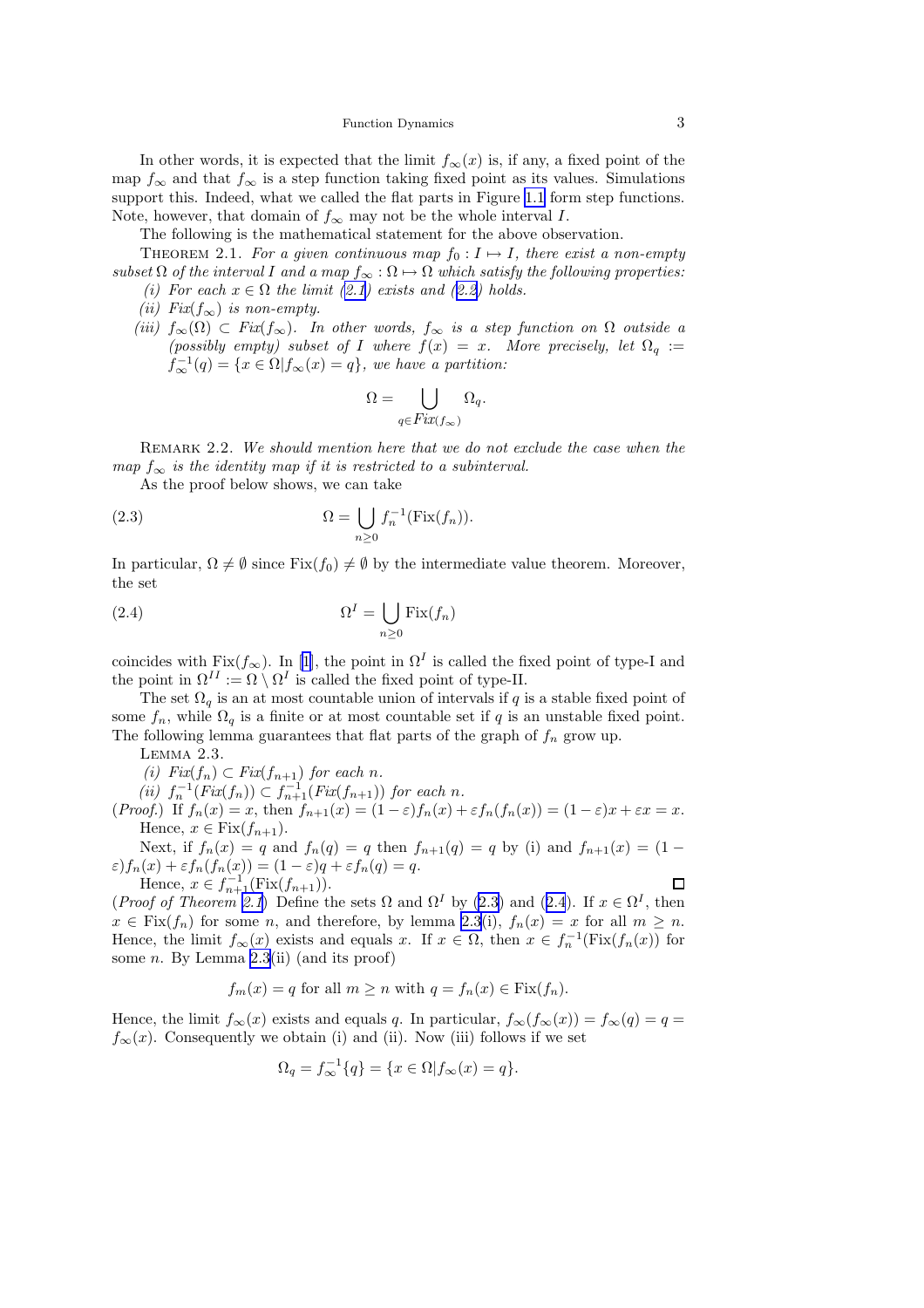In other words, it is expected that the limit $f_\infty(x)$ is, if any, a fixed point of the map $f_\infty$ and that $f_\infty$ is a step function taking fixed point as its values. Simulations support this. Indeed, what we called the flat parts in Figure 1.1 form step functions. Note, however, that domain of $f_\infty$ may not be the whole interval $I$.

The following is the mathematical statement for the above observation.

Theorem 2.1. *For a given continuous map $f_0 : I \mapsto I$, there exist a non-empty subset $\Omega$ of the interval $I$ and a map $f_\infty : \Omega \mapsto \Omega$ which satisfy the following properties:*

*(i) For each $x \in \Omega$ the limit (2.1) exists and (2.2) holds.*

*(ii) $Fix(f_\infty)$ is non-empty.*

*(iii) $f_\infty(\Omega) \subset Fix(f_\infty)$. In other words, $f_\infty$ is a step function on $\Omega$ outside a (possibly empty) subset of $I$ where $f(x) = x$. More precisely, let $\Omega_q := f_\infty^{-1}(q) = \{x \in \Omega | f_\infty(x) = q\}$, we have a partition:*

$$\Omega = \bigcup_{q \in Fix(f_\infty)} \Omega_q.$$

Remark 2.2. *We should mention here that we do not exclude the case when the map $f_\infty$ is the identity map if it is restricted to a subinterval.*

As the proof below shows, we can take

$$\Omega = \bigcup_{n \geq 0} f_n^{-1}(\mathrm{Fix}(f_n)). \tag{2.3}$$

In particular, $\Omega \neq \emptyset$ since $\mathrm{Fix}(f_0) \neq \emptyset$ by the intermediate value theorem. Moreover, the set

$$\Omega^I = \bigcup_{n \geq 0} \mathrm{Fix}(f_n) \tag{2.4}$$

coincides with $\mathrm{Fix}(f_\infty)$. In [1], the point in $\Omega^I$ is called the fixed point of type-I and the point in $\Omega^{II} := \Omega \setminus \Omega^I$ is called the fixed point of type-II.

The set $\Omega_q$ is an at most countable union of intervals if $q$ is a stable fixed point of some $f_n$, while $\Omega_q$ is a finite or at most countable set if $q$ is an unstable fixed point. The following lemma guarantees that flat parts of the graph of $f_n$ grow up.

Lemma 2.3.

*(i) $Fix(f_n) \subset Fix(f_{n+1})$ for each $n$.*

*(ii) $f_n^{-1}(Fix(f_n)) \subset f_{n+1}^{-1}(Fix(f_{n+1}))$ for each $n$.*

(*Proof.*) If $f_n(x) = x$, then $f_{n+1}(x) = (1-\varepsilon)f_n(x) + \varepsilon f_n(f_n(x)) = (1-\varepsilon)x + \varepsilon x = x$. Hence, $x \in \mathrm{Fix}(f_{n+1})$.

Next, if $f_n(x) = q$ and $f_n(q) = q$ then $f_{n+1}(q) = q$ by (i) and $f_{n+1}(x) = (1-\varepsilon)f_n(x) + \varepsilon f_n(f_n(x)) = (1-\varepsilon)q + \varepsilon f_n(q) = q$.

Hence, $x \in f_{n+1}^{-1}(\mathrm{Fix}(f_{n+1}))$. □

(*Proof of Theorem 2.1*) Define the sets $\Omega$ and $\Omega^I$ by (2.3) and (2.4). If $x \in \Omega^I$, then $x \in \mathrm{Fix}(f_n)$ for some $n$, and therefore, by lemma 2.3(i), $f_n(x) = x$ for all $m \geq n$. Hence, the limit $f_\infty(x)$ exists and equals $x$. If $x \in \Omega$, then $x \in f_n^{-1}(\mathrm{Fix}(f_n(x))$ for some $n$. By Lemma 2.3(ii) (and its proof)

$$f_m(x) = q \text{ for all } m \geq n \text{ with } q = f_n(x) \in \mathrm{Fix}(f_n).$$

Hence, the limit $f_\infty(x)$ exists and equals $q$. In particular, $f_\infty(f_\infty(x)) = f_\infty(q) = q = f_\infty(x)$. Consequently we obtain (i) and (ii). Now (iii) follows if we set

$$\Omega_q = f_\infty^{-1}\{q\} = \{x \in \Omega | f_\infty(x) = q\}.$$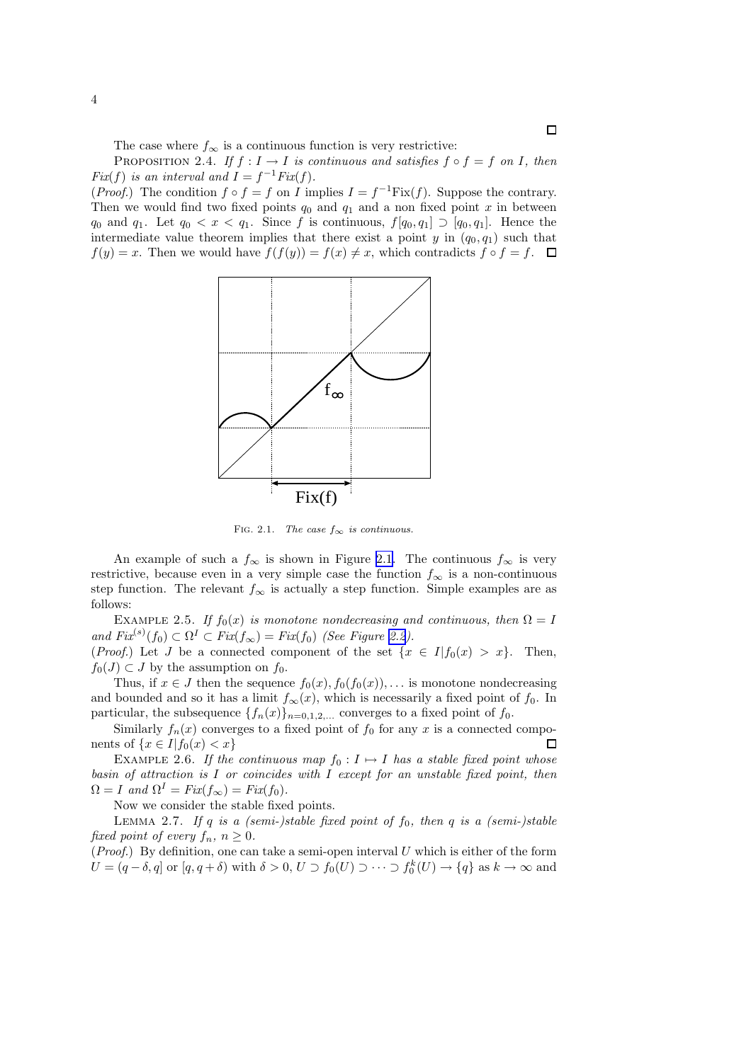□

The case where $f_\infty$ is a continuous function is very restrictive:

PROPOSITION 2.4. *If $f : I \to I$ is continuous and satisfies $f \circ f = f$ on $I$, then $Fix(f)$ is an interval and $I = f^{-1} Fix(f)$.*

(*Proof.*) The condition $f \circ f = f$ on $I$ implies $I = f^{-1}\mathrm{Fix}(f)$. Suppose the contrary. Then we would find two fixed points $q_0$ and $q_1$ and a non fixed point $x$ in between $q_0$ and $q_1$. Let $q_0 < x < q_1$. Since $f$ is continuous, $f[q_0, q_1] \supset [q_0, q_1]$. Hence the intermediate value theorem implies that there exist a point $y$ in $(q_0, q_1)$ such that $f(y) = x$. Then we would have $f(f(y)) = f(x) \neq x$, which contradicts $f \circ f = f$. □

FIG. 2.1. *The case $f_\infty$ is continuous.*

An example of such a $f_\infty$ is shown in Figure 2.1. The continuous $f_\infty$ is very restrictive, because even in a very simple case the function $f_\infty$ is a non-continuous step function. The relevant $f_\infty$ is actually a step function. Simple examples are as follows:

EXAMPLE 2.5. *If $f_0(x)$ is monotone nondecreasing and continuous, then $\Omega = I$ and $Fix^{(s)}(f_0) \subset \Omega^I \subset Fix(f_\infty) = Fix(f_0)$ (See Figure 2.2).*

(*Proof.*) Let $J$ be a connected component of the set $\{x \in I | f_0(x) > x\}$. Then, $f_0(J) \subset J$ by the assumption on $f_0$.

Thus, if $x \in J$ then the sequence $f_0(x), f_0(f_0(x)), \ldots$ is monotone nondecreasing and bounded and so it has a limit $f_\infty(x)$, which is necessarily a fixed point of $f_0$. In particular, the subsequence $\{f_n(x)\}_{n=0,1,2,\ldots}$ converges to a fixed point of $f_0$.

Similarly $f_n(x)$ converges to a fixed point of $f_0$ for any $x$ is a connected components of $\{x \in I | f_0(x) < x\}$ □

EXAMPLE 2.6. *If the continuous map $f_0 : I \mapsto I$ has a stable fixed point whose basin of attraction is $I$ or coincides with $I$ except for an unstable fixed point, then $\Omega = I$ and $\Omega^I = Fix(f_\infty) = Fix(f_0)$.*

Now we consider the stable fixed points.

LEMMA 2.7. *If $q$ is a (semi-)stable fixed point of $f_0$, then $q$ is a (semi-)stable fixed point of every $f_n$, $n \geq 0$.*

(*Proof.*) By definition, one can take a semi-open interval $U$ which is either of the form $U = (q - \delta, q]$ or $[q, q + \delta)$ with $\delta > 0$, $U \supset f_0(U) \supset \cdots \supset f_0^k(U) \to \{q\}$ as $k \to \infty$ and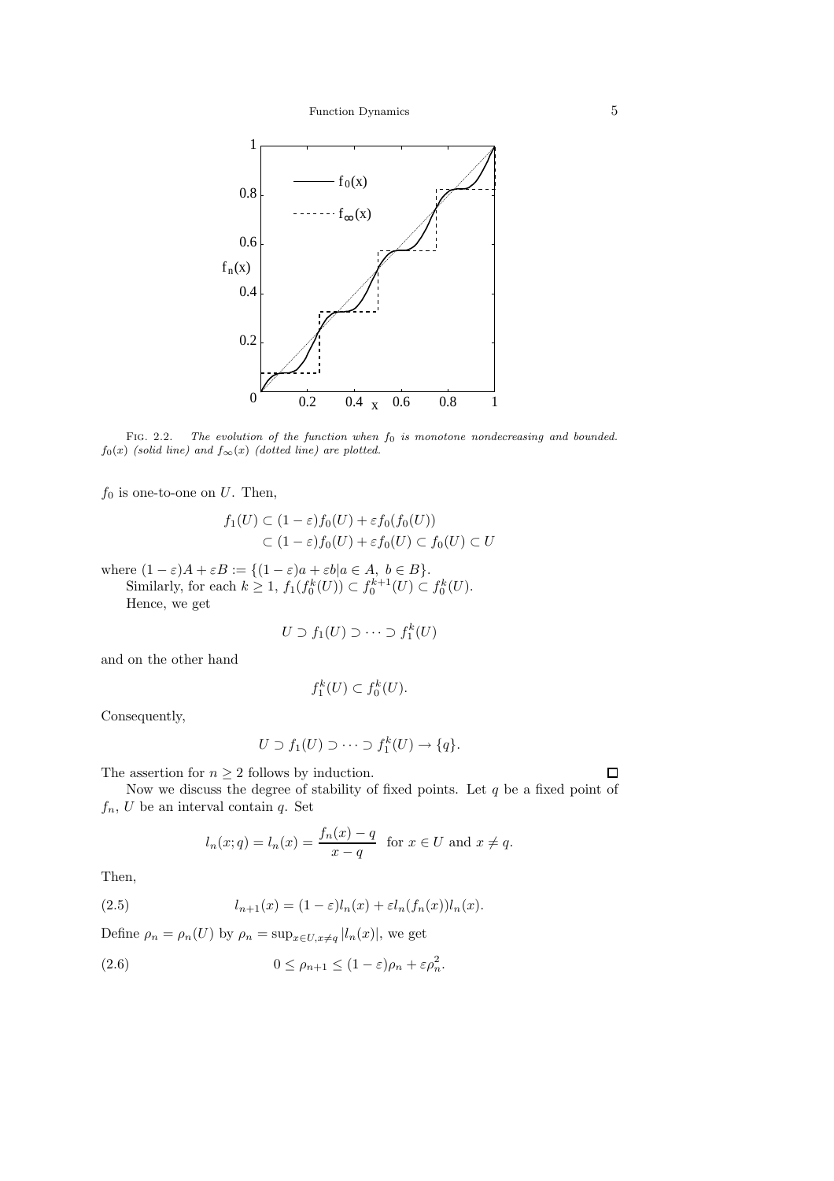FIG. 2.2. *The evolution of the function when $f_0$ is monotone nondecreasing and bounded. $f_0(x)$ (solid line) and $f_\infty(x)$ (dotted line) are plotted.*

$f_0$ is one-to-one on $U$. Then,

$$
\begin{aligned}
f_1(U) &\subset (1-\varepsilon)f_0(U) + \varepsilon f_0(f_0(U)) \\
&\subset (1-\varepsilon)f_0(U) + \varepsilon f_0(U) \subset f_0(U) \subset U
\end{aligned}
$$

where $(1-\varepsilon)A + \varepsilon B := \{(1-\varepsilon)a + \varepsilon b | a \in A,\ b \in B\}$.

Similarly, for each $k \geq 1$, $f_1(f_0^k(U)) \subset f_0^{k+1}(U) \subset f_0^k(U)$.

Hence, we get

$$U \supset f_1(U) \supset \cdots \supset f_1^k(U)$$

and on the other hand

$$f_1^k(U) \subset f_0^k(U).$$

Consequently,

$$U \supset f_1(U) \supset \cdots \supset f_1^k(U) \to \{q\}.$$

The assertion for $n \geq 2$ follows by induction. □

Now we discuss the degree of stability of fixed points. Let $q$ be a fixed point of $f_n$, $U$ be an interval contain $q$. Set

$$l_n(x;q) = l_n(x) = \frac{f_n(x) - q}{x - q} \quad \text{for } x \in U \text{ and } x \neq q.$$

Then,

$$l_{n+1}(x) = (1-\varepsilon)l_n(x) + \varepsilon l_n(f_n(x))l_n(x). \tag{2.5}$$

Define $\rho_n = \rho_n(U)$ by $\rho_n = \sup_{x \in U, x \neq q} |l_n(x)|$, we get

$$0 \leq \rho_{n+1} \leq (1-\varepsilon)\rho_n + \varepsilon \rho_n^2. \tag{2.6}$$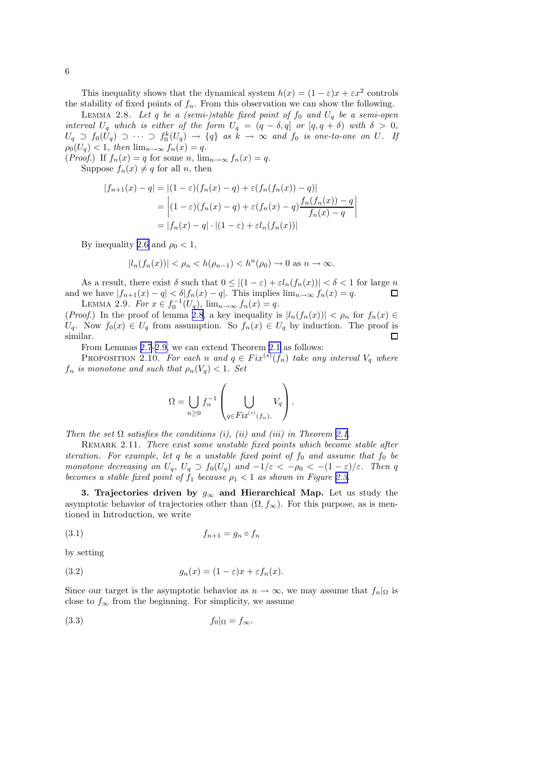This inequality shows that the dynamical system $h(x) = (1-\varepsilon)x + \varepsilon x^2$ controls the stability of fixed points of $f_n$. From this observation we can show the following.

Lemma 2.8. *Let $q$ be a (semi-)stable fixed point of $f_0$ and $U_q$ be a semi-open interval $U_q$ which is either of the form $U_q = (q-\delta, q]$ or $[q, q+\delta)$ with $\delta > 0$, $U_q \supset f_0(U_q) \supset \cdots \supset f_0^k(U_q) \to \{q\}$ as $k \to \infty$ and $f_0$ is one-to-one on $U$. If $\rho_0(U_q) < 1$, then $\lim_{n\to\infty} f_n(x) = q$.*

(*Proof.*) If $f_n(x) = q$ for some $n$, $\lim_{n\to\infty} f_n(x) = q$.

Suppose $f_n(x) \neq q$ for all $n$, then

$$
\begin{aligned}
|f_{n+1}(x) - q| &= |(1-\varepsilon)(f_n(x) - q) + \varepsilon(f_n(f_n(x)) - q)| \\
&= \left|(1-\varepsilon)(f_n(x) - q) + \varepsilon(f_n(x) - q)\frac{f_n(f_n(x)) - q}{f_n(x) - q}\right| \\
&= |f_n(x) - q| \cdot |(1-\varepsilon) + \varepsilon l_n(f_n(x))|
\end{aligned}
$$

By inequality 2.6 and $\rho_0 < 1$,

$$
|l_n(f_n(x))| < \rho_n < h(\rho_{n-1}) < h^n(\rho_0) \to 0 \text{ as } n \to \infty.
$$

As a result, there exist $\delta$ such that $0 \le |(1-\varepsilon) + \varepsilon l_n(f_n(x))| < \delta < 1$ for large $n$ and we have $|f_{n+1}(x) - q| < \delta |f_n(x) - q|$. This implies $\lim_{n\to\infty} f_n(x) = q$. □

Lemma 2.9. *For $x \in f_0^{-1}(U_q)$, $\lim_{n\to\infty} f_n(x) = q$.*

(*Proof.*) In the proof of lemma 2.8, a key inequality is $|l_n(f_n(x))| < \rho_n$ for $f_n(x) \in U_q$. Now $f_0(x) \in U_q$ from assumption. So $f_n(x) \in U_q$ by induction. The proof is similar. □

From Lemmas 2.7–2.9, we can extend Theorem 2.1 as follows:

Proposition 2.10. *For each $n$ and $q \in Fix^{(s)}(f_n)$ take any interval $V_q$ where $f_n$ is monotone and such that $\rho_n(V_q) < 1$. Set*

$$
\Omega = \bigcup_{n \ge 0} f_n^{-1}\left(\bigcup_{q \in Fix^{(s)}(f_n),} V_q\right).
$$

*Then the set $\Omega$ satisfies the conditions (i), (ii) and (iii) in Theorem 2.1.*

Remark 2.11. *There exist some unstable fixed points which become stable after iteration. For example, let $q$ be a unstable fixed point of $f_0$ and assume that $f_0$ be monotone decreasing on $U_q$, $U_q \supset f_0(U_q)$ and $-1/\varepsilon < -\rho_0 < -(1-\varepsilon)/\varepsilon$. Then $q$ becomes a stable fixed point of $f_1$ because $\rho_1 < 1$ as shown in Figure 2.3.*

**3. Trajectories driven by $g_\infty$ and Hierarchical Map.** Let us study the asymptotic behavior of trajectories other than $(\Omega, f_\infty)$. For this purpose, as is mentioned in Introduction, we write

$$
f_{n+1} = g_n \circ f_n \tag{3.1}
$$

by setting

$$
g_n(x) = (1-\varepsilon)x + \varepsilon f_n(x). \tag{3.2}
$$

Since our target is the asymptotic behavior as $n \to \infty$, we may assume that $f_n|_\Omega$ is close to $f_\infty$ from the beginning. For simplicity, we assume

$$
f_0|_\Omega = f_\infty. \tag{3.3}
$$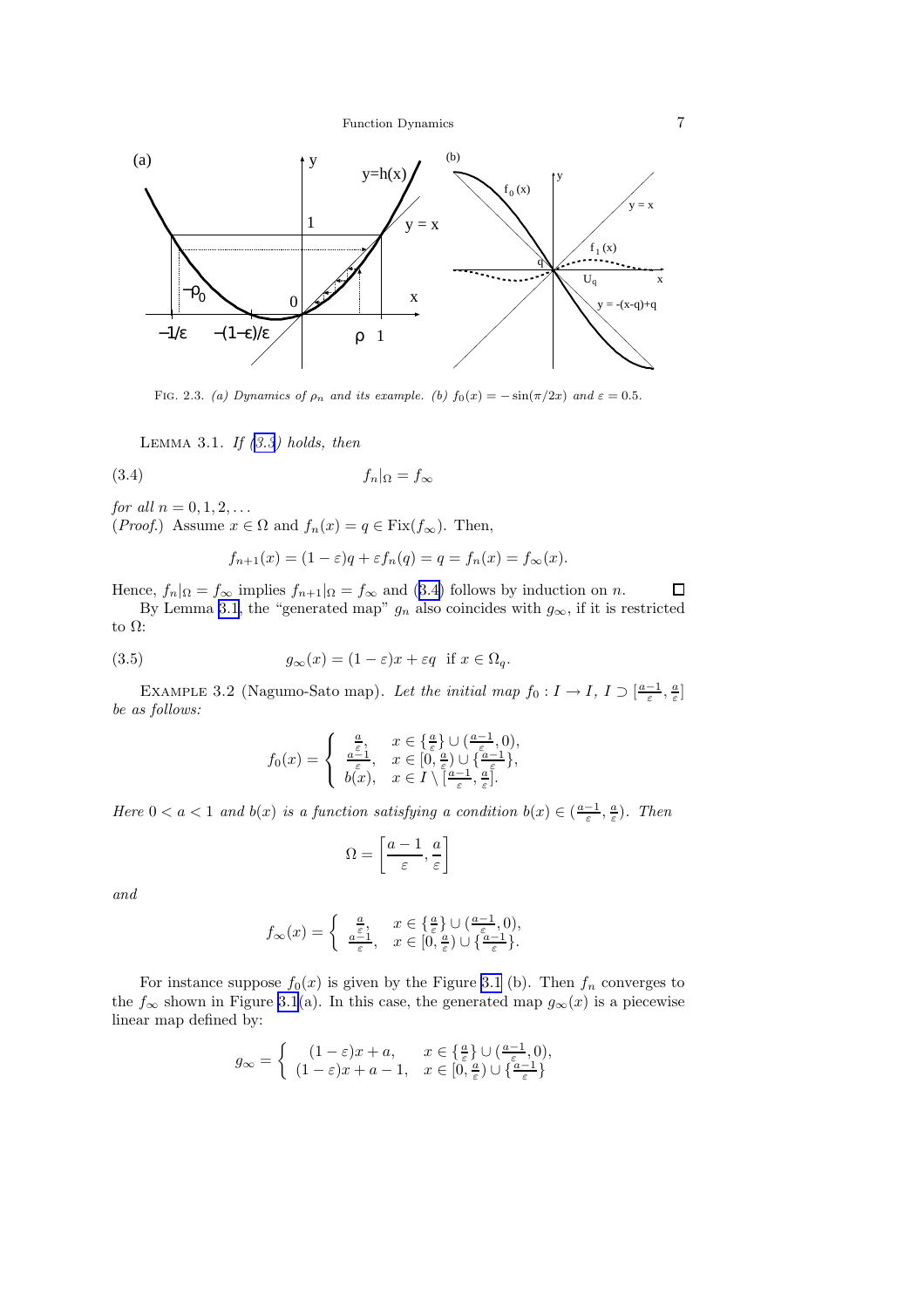FIG. 2.3. *(a) Dynamics of $\rho_n$ and its example. (b) $f_0(x) = -\sin(\pi/2x)$ and $\varepsilon = 0.5$.*

LEMMA 3.1. *If (3.3) holds, then*

$$f_n|_\Omega = f_\infty \tag{3.4}$$

*for all $n = 0, 1, 2, \ldots$*

(*Proof.*) Assume $x \in \Omega$ and $f_n(x) = q \in \mathrm{Fix}(f_\infty)$. Then,

$$f_{n+1}(x) = (1-\varepsilon)q + \varepsilon f_n(q) = q = f_n(x) = f_\infty(x).$$

Hence, $f_n|_\Omega = f_\infty$ implies $f_{n+1}|_\Omega = f_\infty$ and (3.4) follows by induction on $n$. $\square$

By Lemma 3.1, the "generated map" $g_n$ also coincides with $g_\infty$, if it is restricted to $\Omega$:

$$g_\infty(x) = (1-\varepsilon)x + \varepsilon q \quad \text{if } x \in \Omega_q. \tag{3.5}$$

EXAMPLE 3.2 (Nagumo-Sato map). *Let the initial map $f_0 : I \to I$, $I \supset [\frac{a-1}{\varepsilon}, \frac{a}{\varepsilon}]$ be as follows:*

$$f_0(x) = \begin{cases} \frac{a}{\varepsilon}, & x \in \{\frac{a}{\varepsilon}\} \cup (\frac{a-1}{\varepsilon}, 0), \\ \frac{a-1}{\varepsilon}, & x \in [0, \frac{a}{\varepsilon}) \cup \{\frac{a-1}{\varepsilon}\}, \\ b(x), & x \in I \setminus [\frac{a-1}{\varepsilon}, \frac{a}{\varepsilon}]. \end{cases}$$

*Here $0 < a < 1$ and $b(x)$ is a function satisfying a condition $b(x) \in (\frac{a-1}{\varepsilon}, \frac{a}{\varepsilon})$. Then*

$$\Omega = \left[\frac{a-1}{\varepsilon}, \frac{a}{\varepsilon}\right]$$

*and*

$$f_\infty(x) = \begin{cases} \frac{a}{\varepsilon}, & x \in \{\frac{a}{\varepsilon}\} \cup (\frac{a-1}{\varepsilon}, 0), \\ \frac{a-1}{\varepsilon}, & x \in [0, \frac{a}{\varepsilon}) \cup \{\frac{a-1}{\varepsilon}\}. \end{cases}$$

For instance suppose $f_0(x)$ is given by the Figure 3.1 (b). Then $f_n$ converges to the $f_\infty$ shown in Figure 3.1(a). In this case, the generated map $g_\infty(x)$ is a piecewise linear map defined by:

$$g_\infty = \begin{cases} (1-\varepsilon)x + a, & x \in \{\frac{a}{\varepsilon}\} \cup (\frac{a-1}{\varepsilon}, 0), \\ (1-\varepsilon)x + a - 1, & x \in [0, \frac{a}{\varepsilon}) \cup \{\frac{a-1}{\varepsilon}\} \end{cases}$$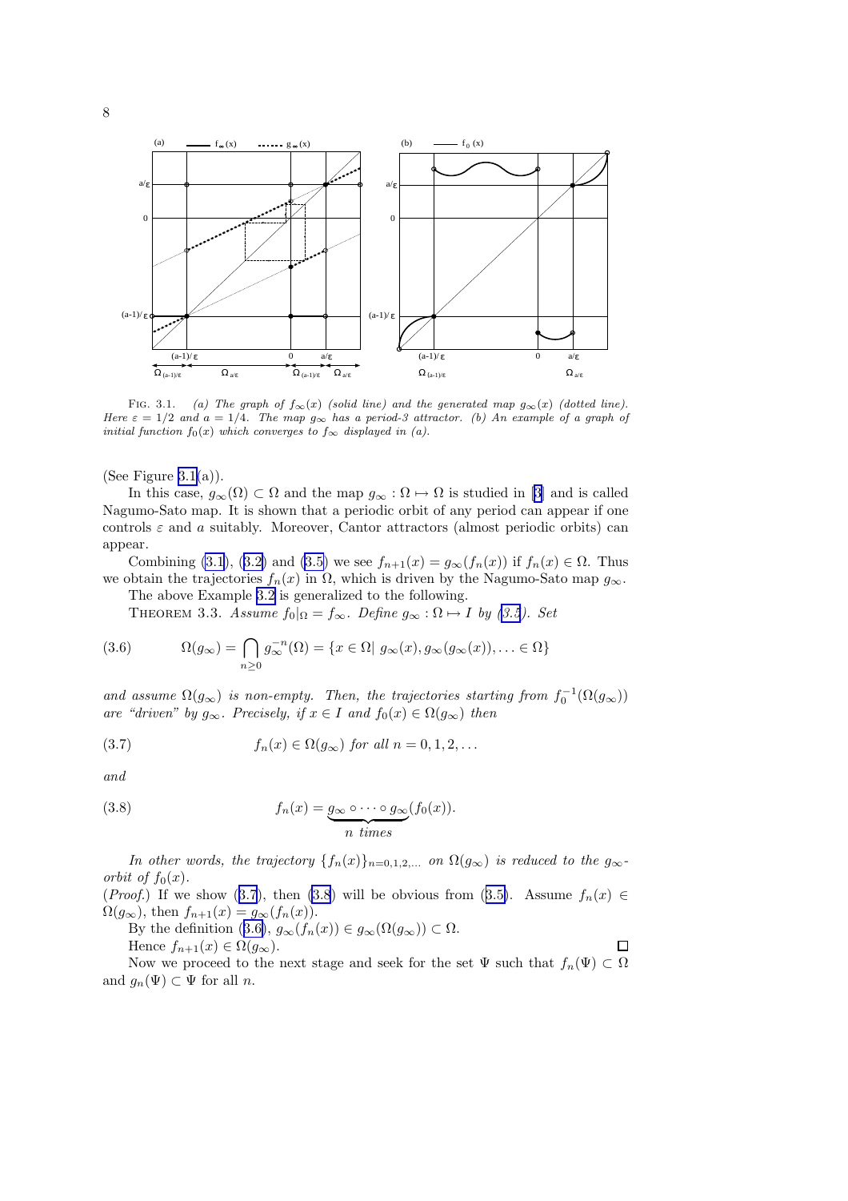FIG. 3.1. *(a) The graph of $f_\infty(x)$ (solid line) and the generated map $g_\infty(x)$ (dotted line). Here $\varepsilon = 1/2$ and $a = 1/4$. The map $g_\infty$ has a period-3 attractor. (b) An example of a graph of initial function $f_0(x)$ which converges to $f_\infty$ displayed in (a).*

(See Figure 3.1(a)).

In this case, $g_\infty(\Omega) \subset \Omega$ and the map $g_\infty : \Omega \mapsto \Omega$ is studied in [3] and is called Nagumo-Sato map. It is shown that a periodic orbit of any period can appear if one controls $\varepsilon$ and $a$ suitably. Moreover, Cantor attractors (almost periodic orbits) can appear.

Combining (3.1), (3.2) and (3.5) we see $f_{n+1}(x) = g_\infty(f_n(x))$ if $f_n(x) \in \Omega$. Thus we obtain the trajectories $f_n(x)$ in $\Omega$, which is driven by the Nagumo-Sato map $g_\infty$.

The above Example 3.2 is generalized to the following.

THEOREM 3.3. *Assume $f_0|_\Omega = f_\infty$. Define $g_\infty : \Omega \mapsto I$ by (3.5). Set*

$$\Omega(g_\infty) = \bigcap_{n \geq 0} g_\infty^{-n}(\Omega) = \{x \in \Omega |\ g_\infty(x), g_\infty(g_\infty(x)), \ldots \in \Omega\} \tag{3.6}$$

*and assume $\Omega(g_\infty)$ is non-empty. Then, the trajectories starting from $f_0^{-1}(\Omega(g_\infty))$ are "driven" by $g_\infty$. Precisely, if $x \in I$ and $f_0(x) \in \Omega(g_\infty)$ then*

$$f_n(x) \in \Omega(g_\infty) \text{ for all } n = 0, 1, 2, \ldots \tag{3.7}$$

*and*

$$f_n(x) = \underbrace{g_\infty \circ \cdots \circ g_\infty}_{n \text{ times}}(f_0(x)). \tag{3.8}$$

*In other words, the trajectory $\{f_n(x)\}_{n=0,1,2,\ldots}$ on $\Omega(g_\infty)$ is reduced to the $g_\infty$-orbit of $f_0(x)$.*

(*Proof.*) If we show (3.7), then (3.8) will be obvious from (3.5). Assume $f_n(x) \in \Omega(g_\infty)$, then $f_{n+1}(x) = g_\infty(f_n(x))$.

By the definition (3.6), $g_\infty(f_n(x)) \in g_\infty(\Omega(g_\infty)) \subset \Omega$.

Hence $f_{n+1}(x) \in \Omega(g_\infty)$. □

Now we proceed to the next stage and seek for the set $\Psi$ such that $f_n(\Psi) \subset \Omega$ and $g_n(\Psi) \subset \Psi$ for all $n$.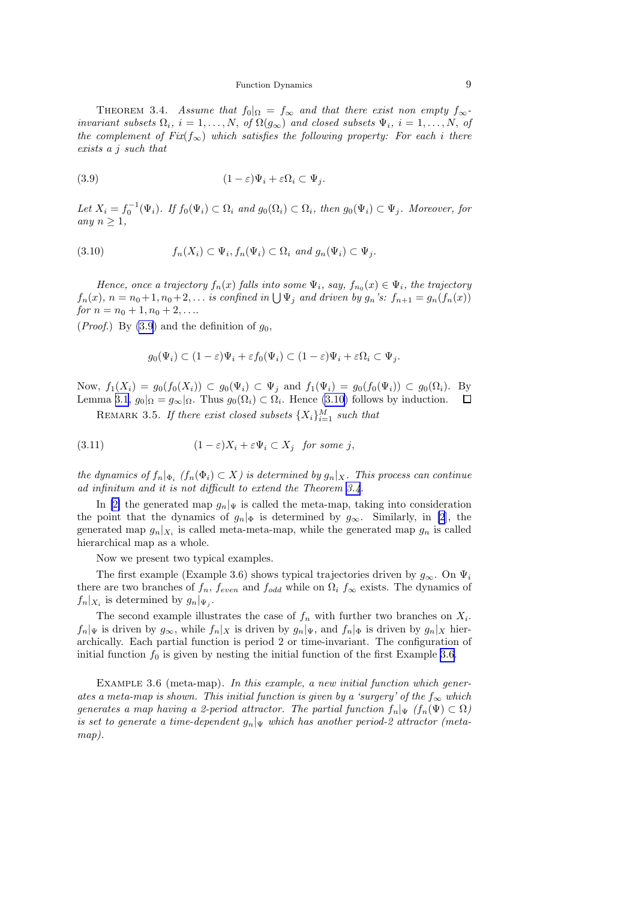Theorem 3.4. *Assume that $f_0|_\Omega = f_\infty$ and that there exist non empty $f_\infty$-invariant subsets $\Omega_i$, $i = 1, \ldots, N$, of $\Omega(g_\infty)$ and closed subsets $\Psi_i$, $i = 1, \ldots, N$, of the complement of $Fix(f_\infty)$ which satisfies the following property: For each $i$ there exists a $j$ such that*

$$(1-\varepsilon)\Psi_i + \varepsilon\Omega_i \subset \Psi_j. \tag{3.9}$$

*Let $X_i = f_0^{-1}(\Psi_i)$. If $f_0(\Psi_i) \subset \Omega_i$ and $g_0(\Omega_i) \subset \Omega_i$, then $g_0(\Psi_i) \subset \Psi_j$. Moreover, for any $n \geq 1$,*

$$f_n(X_i) \subset \Psi_i, f_n(\Psi_i) \subset \Omega_i \text{ and } g_n(\Psi_i) \subset \Psi_j. \tag{3.10}$$

*Hence, once a trajectory $f_n(x)$ falls into some $\Psi_i$, say, $f_{n_0}(x) \in \Psi_i$, the trajectory $f_n(x)$, $n = n_0+1, n_0+2, \ldots$ is confined in $\bigcup \Psi_j$ and driven by $g_n$'s: $f_{n+1} = g_n(f_n(x))$ for $n = n_0+1, n_0+2, \ldots$.*

(*Proof.*) By (3.9) and the definition of $g_0$,

$$g_0(\Psi_i) \subset (1-\varepsilon)\Psi_i + \varepsilon f_0(\Psi_i) \subset (1-\varepsilon)\Psi_i + \varepsilon\Omega_i \subset \Psi_j.$$

Now, $f_1(X_i) = g_0(f_0(X_i)) \subset g_0(\Psi_i) \subset \Psi_j$ and $f_1(\Psi_i) = g_0(f_0(\Psi_i)) \subset g_0(\Omega_i)$. By Lemma 3.1, $g_0|_\Omega = g_\infty|_\Omega$. Thus $g_0(\Omega_i) \subset \Omega_i$. Hence (3.10) follows by induction. □

Remark 3.5. *If there exist closed subsets $\{X_i\}_{i=1}^M$ such that*

$$(1-\varepsilon)X_i + \varepsilon\Psi_i \subset X_j \quad \text{for some } j, \tag{3.11}$$

*the dynamics of $f_n|_{\Phi_i}$ ($f_n(\Phi_i) \subset X$) is determined by $g_n|_X$. This process can continue ad infinitum and it is not difficult to extend the Theorem 3.4.*

In [2] the generated map $g_n|_\Psi$ is called the meta-map, taking into consideration the point that the dynamics of $g_n|_\Phi$ is determined by $g_\infty$. Similarly, in [2], the generated map $g_n|_{X_i}$ is called meta-meta-map, while the generated map $g_n$ is called hierarchical map as a whole.

Now we present two typical examples.

The first example (Example 3.6) shows typical trajectories driven by $g_\infty$. On $\Psi_i$ there are two branches of $f_n$, $f_{even}$ and $f_{odd}$ while on $\Omega_i$ $f_\infty$ exists. The dynamics of $f_n|_{X_i}$ is determined by $g_n|_{\Psi_j}$.

The second example illustrates the case of $f_n$ with further two branches on $X_i$. $f_n|_\Psi$ is driven by $g_\infty$, while $f_n|_X$ is driven by $g_n|_\Psi$, and $f_n|_\Phi$ is driven by $g_n|_X$ hierarchically. Each partial function is period 2 or time-invariant. The configuration of initial function $f_0$ is given by nesting the initial function of the first Example 3.6.

Example 3.6 (meta-map). *In this example, a new initial function which generates a meta-map is shown. This initial function is given by a 'surgery' of the $f_\infty$ which generates a map having a 2-period attractor. The partial function $f_n|_\Psi$ ($f_n(\Psi) \subset \Omega$) is set to generate a time-dependent $g_n|_\Psi$ which has another period-2 attractor (meta-map).*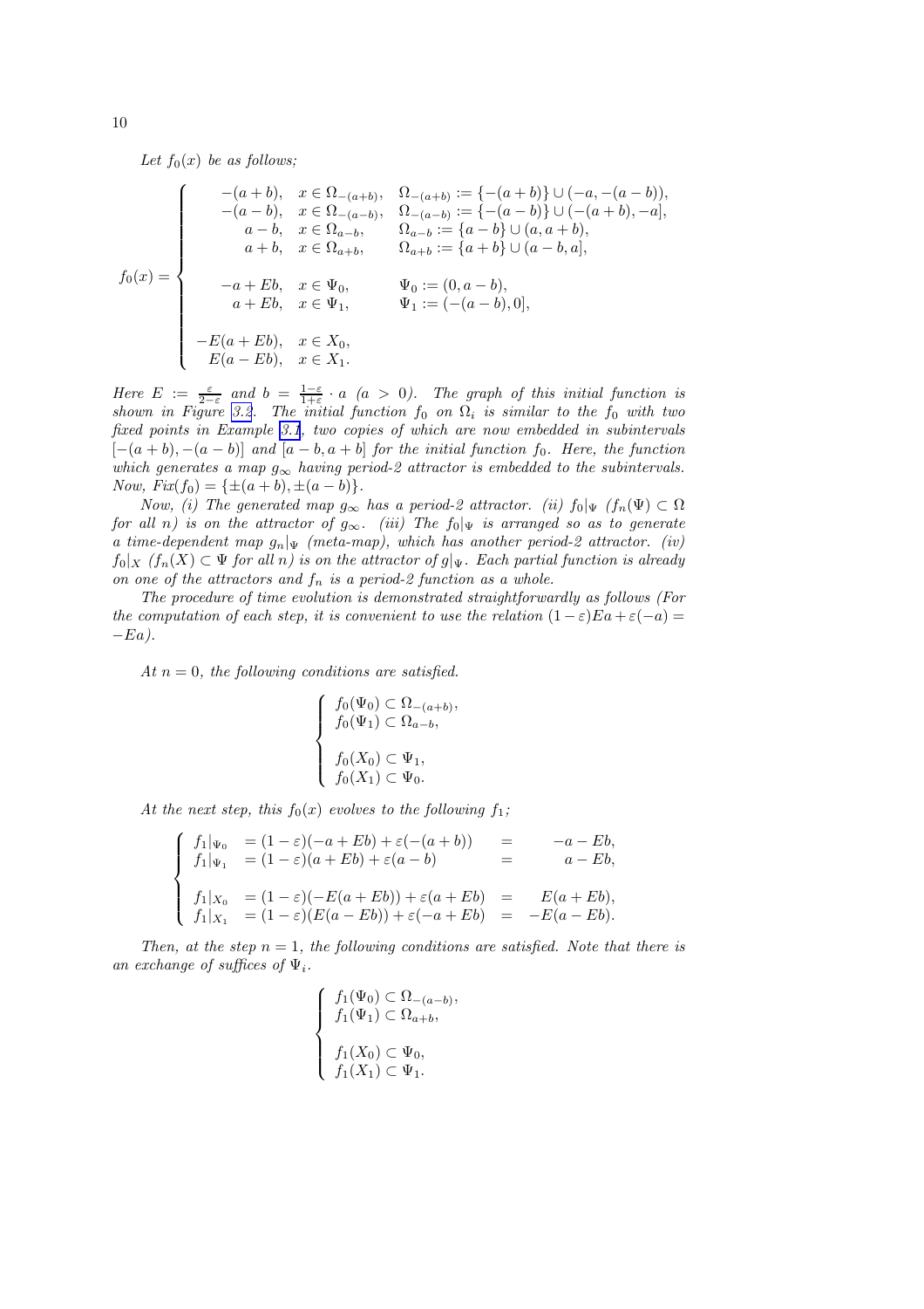*Let $f_0(x)$ be as follows;*

$$
f_0(x) = \begin{cases}
-(a+b), & x \in \Omega_{-(a+b)}, \quad \Omega_{-(a+b)} := \{-(a+b)\} \cup (-a, -(a-b)), \\
-(a-b), & x \in \Omega_{-(a-b)}, \quad \Omega_{-(a-b)} := \{-(a-b)\} \cup (-(a+b), -a], \\
a-b, & x \in \Omega_{a-b}, \quad \Omega_{a-b} := \{a-b\} \cup (a, a+b), \\
a+b, & x \in \Omega_{a+b}, \quad \Omega_{a+b} := \{a+b\} \cup (a-b, a], \\
 & \\
-a+Eb, & x \in \Psi_0, \quad \Psi_0 := (0, a-b), \\
a+Eb, & x \in \Psi_1, \quad \Psi_1 := (-(a-b), 0], \\
 & \\
-E(a+Eb), & x \in X_0, \\
E(a-Eb), & x \in X_1.
\end{cases}
$$

*Here $E := \frac{\varepsilon}{2-\varepsilon}$ and $b = \frac{1-\varepsilon}{1+\varepsilon} \cdot a$ ($a > 0$). The graph of this initial function is shown in Figure 3.2. The initial function $f_0$ on $\Omega_i$ is similar to the $f_0$ with two fixed points in Example 3.1, two copies of which are now embedded in subintervals $[-(a+b), -(a-b)]$ and $[a-b, a+b]$ for the initial function $f_0$. Here, the function which generates a map $g_\infty$ having period-2 attractor is embedded to the subintervals. Now, $Fix(f_0) = \{\pm(a+b), \pm(a-b)\}$.*

*Now, (i) The generated map $g_\infty$ has a period-2 attractor. (ii) $f_0|_\Psi$ ($f_n(\Psi) \subset \Omega$ for all $n$) is on the attractor of $g_\infty$. (iii) The $f_0|_\Psi$ is arranged so as to generate a time-dependent map $g_n|_\Psi$ (meta-map), which has another period-2 attractor. (iv) $f_0|_X$ ($f_n(X) \subset \Psi$ for all $n$) is on the attractor of $g|_\Psi$. Each partial function is already on one of the attractors and $f_n$ is a period-2 function as a whole.*

*The procedure of time evolution is demonstrated straightforwardly as follows (For the computation of each step, it is convenient to use the relation $(1-\varepsilon)Ea + \varepsilon(-a) = -Ea$).*

*At $n = 0$, the following conditions are satisfied.*

$$
\begin{cases}
f_0(\Psi_0) \subset \Omega_{-(a+b)}, \\
f_0(\Psi_1) \subset \Omega_{a-b}, \\
 \\
f_0(X_0) \subset \Psi_1, \\
f_0(X_1) \subset \Psi_0.
\end{cases}
$$

*At the next step, this $f_0(x)$ evolves to the following $f_1$;*

$$
\begin{cases}
f_1|_{\Psi_0} & = (1-\varepsilon)(-a+Eb) + \varepsilon(-(a+b)) & = & -a-Eb, \\
f_1|_{\Psi_1} & = (1-\varepsilon)(a+Eb) + \varepsilon(a-b) & = & a-Eb, \\
 & & & \\
f_1|_{X_0} & = (1-\varepsilon)(-E(a+Eb)) + \varepsilon(a+Eb) & = & E(a+Eb), \\
f_1|_{X_1} & = (1-\varepsilon)(E(a-Eb)) + \varepsilon(-a+Eb) & = & -E(a-Eb).
\end{cases}
$$

*Then, at the step $n = 1$, the following conditions are satisfied. Note that there is an exchange of suffices of $\Psi_i$.*

$$
\begin{cases}
f_1(\Psi_0) \subset \Omega_{-(a-b)}, \\
f_1(\Psi_1) \subset \Omega_{a+b}, \\
 \\
f_1(X_0) \subset \Psi_0, \\
f_1(X_1) \subset \Psi_1.
\end{cases}
$$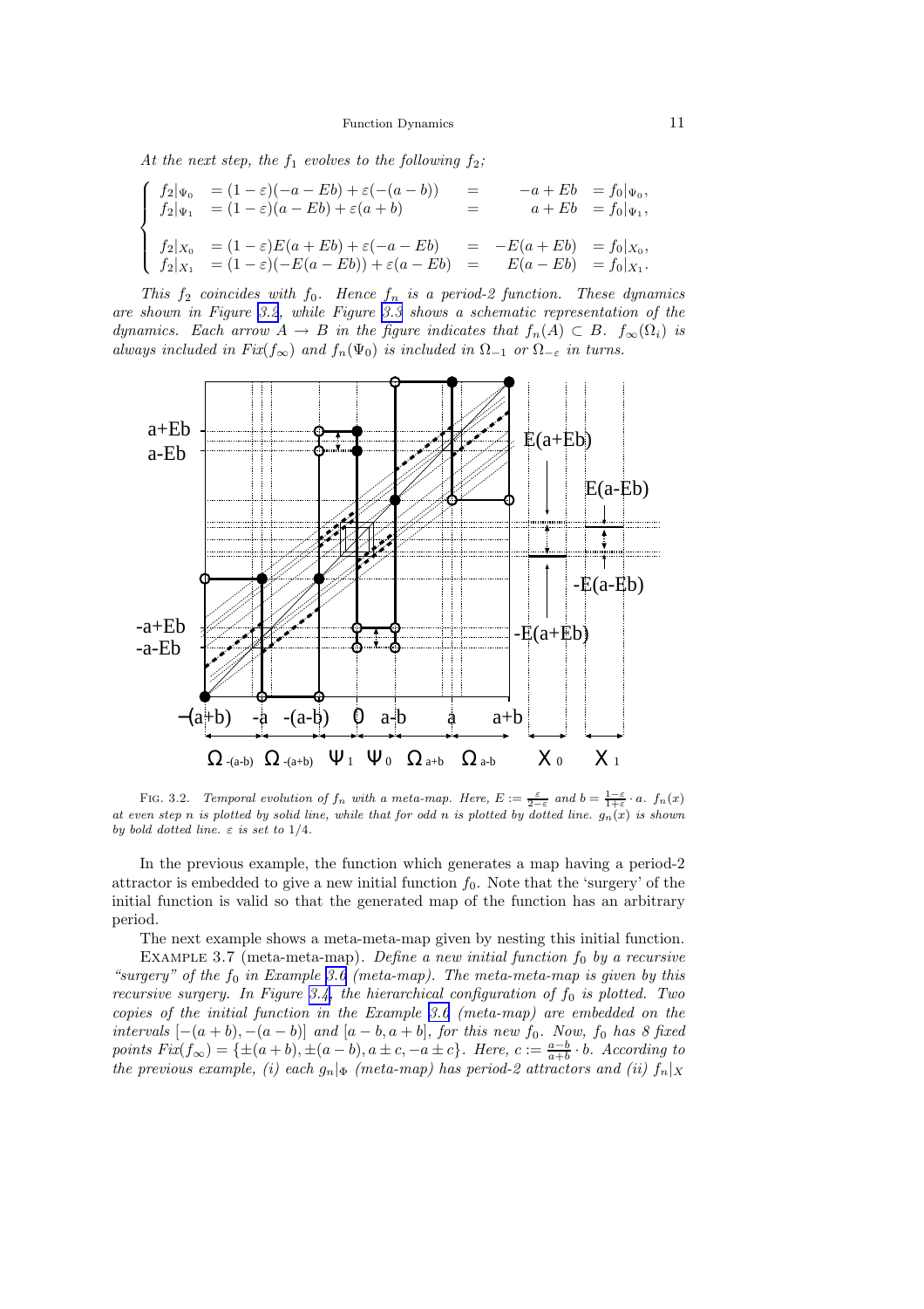*At the next step, the $f_1$ evolves to the following $f_2$;*

$$\begin{cases} f_2|_{\Psi_0} &= (1-\varepsilon)(-a-Eb)+\varepsilon(-(a-b)) &= \quad -a+Eb &= f_0|_{\Psi_0}, \\ f_2|_{\Psi_1} &= (1-\varepsilon)(a-Eb)+\varepsilon(a+b) &= \quad a+Eb &= f_0|_{\Psi_1}, \\ & & & \\ f_2|_{X_0} &= (1-\varepsilon)E(a+Eb)+\varepsilon(-a-Eb) &= -E(a+Eb) &= f_0|_{X_0}, \\ f_2|_{X_1} &= (1-\varepsilon)(-E(a-Eb))+\varepsilon(a-Eb) &= \quad E(a-Eb) &= f_0|_{X_1}. \end{cases}$$

*This $f_2$ coincides with $f_0$. Hence $f_n$ is a period-2 function. These dynamics are shown in Figure 3.2, while Figure 3.3 shows a schematic representation of the dynamics. Each arrow $A \to B$ in the figure indicates that $f_n(A) \subset B$. $f_\infty(\Omega_i)$ is always included in $Fix(f_\infty)$ and $f_n(\Psi_0)$ is included in $\Omega_{-1}$ or $\Omega_{-\varepsilon}$ in turns.*

FIG. 3.2. *Temporal evolution of $f_n$ with a meta-map. Here, $E := \frac{\varepsilon}{2-\varepsilon}$ and $b = \frac{1-\varepsilon}{1+\varepsilon} \cdot a$. $f_n(x)$ at even step $n$ is plotted by solid line, while that for odd $n$ is plotted by dotted line. $g_n(x)$ is shown by bold dotted line. $\varepsilon$ is set to $1/4$.*

In the previous example, the function which generates a map having a period-2 attractor is embedded to give a new initial function $f_0$. Note that the 'surgery' of the initial function is valid so that the generated map of the function has an arbitrary period.

The next example shows a meta-meta-map given by nesting this initial function.

EXAMPLE 3.7 (meta-meta-map). *Define a new initial function $f_0$ by a recursive "surgery" of the $f_0$ in Example 3.6 (meta-map). The meta-meta-map is given by this recursive surgery. In Figure 3.4, the hierarchical configuration of $f_0$ is plotted. Two copies of the initial function in the Example 3.6 (meta-map) are embedded on the intervals $[-(a+b), -(a-b)]$ and $[a-b, a+b]$, for this new $f_0$. Now, $f_0$ has 8 fixed points $Fix(f_\infty) = \{\pm(a+b), \pm(a-b), a \pm c, -a \pm c\}$. Here, $c := \frac{a-b}{a+b} \cdot b$. According to the previous example, (i) each $g_n|_\Phi$ (meta-map) has period-2 attractors and (ii) $f_n|_X$*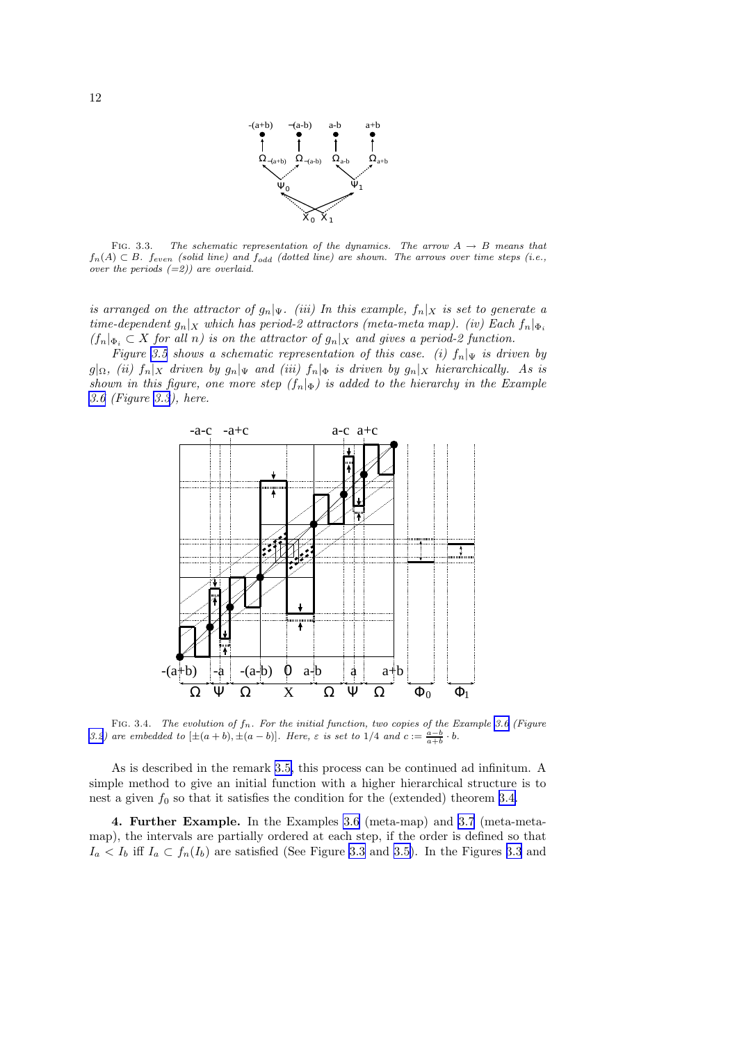FIG. 3.3. *The schematic representation of the dynamics. The arrow $A \to B$ means that $f_n(A) \subset B$. $f_{even}$ (solid line) and $f_{odd}$ (dotted line) are shown. The arrows over time steps (i.e., over the periods (=2)) are overlaid.*

*is arranged on the attractor of $g_n|_\Psi$. (iii) In this example, $f_n|_X$ is set to generate a time-dependent $g_n|_X$ which has period-2 attractors (meta-meta map). (iv) Each $f_n|_{\Phi_i}$ ($f_n|_{\Phi_i} \subset X$ for all $n$) is on the attractor of $g_n|_X$ and gives a period-2 function.*

*Figure 3.5 shows a schematic representation of this case. (i) $f_n|_\Psi$ is driven by $g|_\Omega$, (ii) $f_n|_X$ driven by $g_n|_\Psi$ and (iii) $f_n|_\Phi$ is driven by $g_n|_X$ hierarchically. As is shown in this figure, one more step ($f_n|_\Phi$) is added to the hierarchy in the Example 3.6 (Figure 3.3), here.*

FIG. 3.4. *The evolution of $f_n$. For the initial function, two copies of the Example 3.6 (Figure 3.2) are embedded to $[\pm(a+b), \pm(a-b)]$. Here, $\varepsilon$ is set to $1/4$ and $c := \frac{a-b}{a+b} \cdot b$.*

As is described in the remark 3.5, this process can be continued ad infinitum. A simple method to give an initial function with a higher hierarchical structure is to nest a given $f_0$ so that it satisfies the condition for the (extended) theorem 3.4.

**4. Further Example.** In the Examples 3.6 (meta-map) and 3.7 (meta-meta-map), the intervals are partially ordered at each step, if the order is defined so that $I_a < I_b$ iff $I_a \subset f_n(I_b)$ are satisfied (See Figure 3.3 and 3.5). In the Figures 3.3 and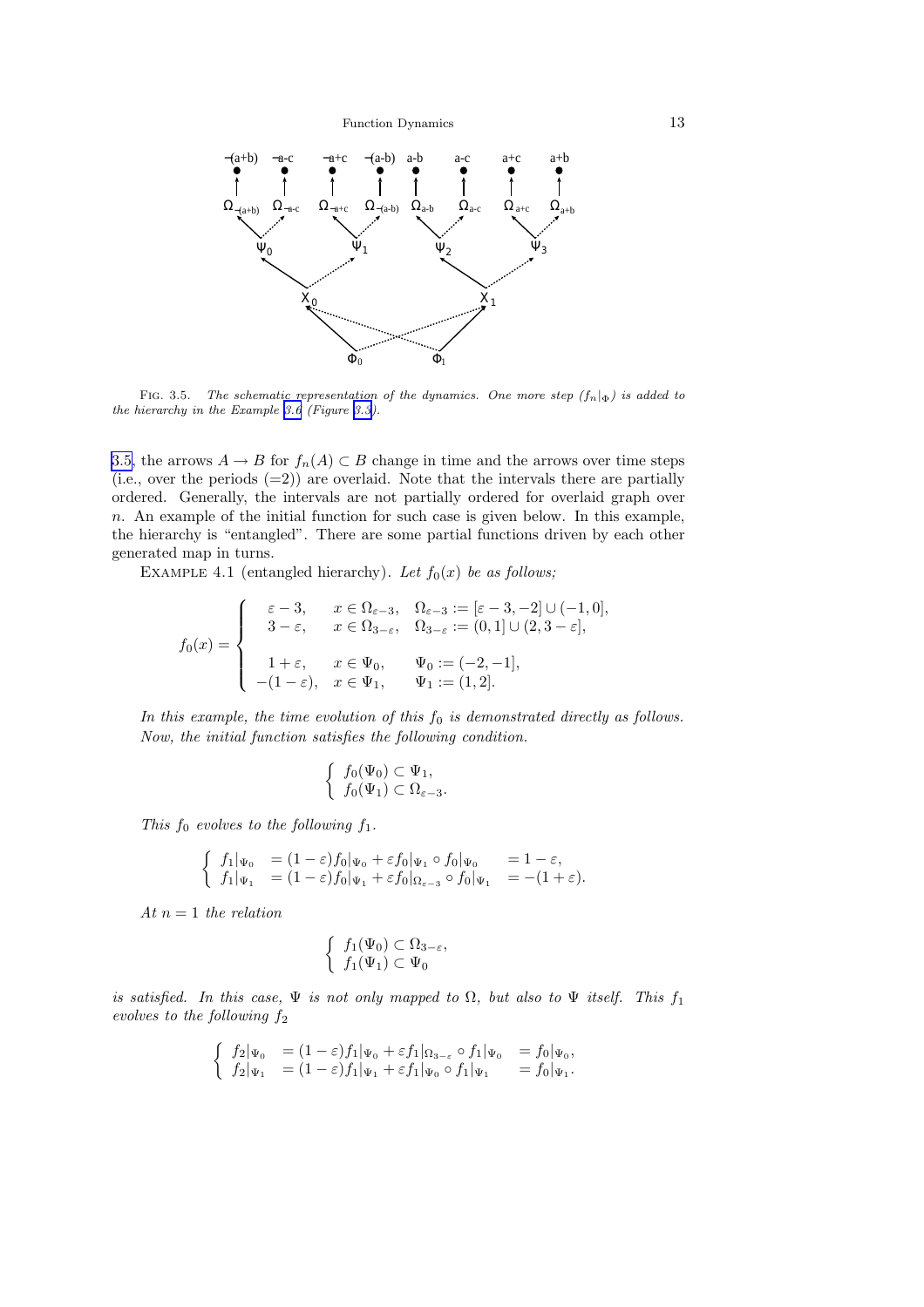FIG. 3.5. *The schematic representation of the dynamics. One more step ($f_n|_\Phi$) is added to the hierarchy in the Example 3.6 (Figure 3.3).*

3.5, the arrows $A \to B$ for $f_n(A) \subset B$ change in time and the arrows over time steps (i.e., over the periods (=2)) are overlaid. Note that the intervals there are partially ordered. Generally, the intervals are not partially ordered for overlaid graph over $n$. An example of the initial function for such case is given below. In this example, the hierarchy is "entangled". There are some partial functions driven by each other generated map in turns.

EXAMPLE 4.1 (entangled hierarchy). *Let $f_0(x)$ be as follows;*

$$
f_0(x) = \begin{cases}
\varepsilon - 3, & x \in \Omega_{\varepsilon-3}, \quad \Omega_{\varepsilon-3} := [\varepsilon - 3, -2] \cup (-1, 0], \\
3 - \varepsilon, & x \in \Omega_{3-\varepsilon}, \quad \Omega_{3-\varepsilon} := (0, 1] \cup (2, 3 - \varepsilon], \\
 & \\
1 + \varepsilon, & x \in \Psi_0, \qquad \Psi_0 := (-2, -1], \\
-(1 - \varepsilon), & x \in \Psi_1, \qquad \Psi_1 := (1, 2].
\end{cases}
$$

*In this example, the time evolution of this $f_0$ is demonstrated directly as follows. Now, the initial function satisfies the following condition.*

$$
\begin{cases}
f_0(\Psi_0) \subset \Psi_1, \\
f_0(\Psi_1) \subset \Omega_{\varepsilon-3}.
\end{cases}
$$

*This $f_0$ evolves to the following $f_1$.*

$$
\begin{cases}
f_1|_{\Psi_0} &= (1 - \varepsilon) f_0|_{\Psi_0} + \varepsilon f_0|_{\Psi_1} \circ f_0|_{\Psi_0} &= 1 - \varepsilon, \\
f_1|_{\Psi_1} &= (1 - \varepsilon) f_0|_{\Psi_1} + \varepsilon f_0|_{\Omega_{\varepsilon-3}} \circ f_0|_{\Psi_1} &= -(1 + \varepsilon).
\end{cases}
$$

*At $n = 1$ the relation*

$$
\begin{cases}
f_1(\Psi_0) \subset \Omega_{3-\varepsilon}, \\
f_1(\Psi_1) \subset \Psi_0
\end{cases}
$$

*is satisfied. In this case, $\Psi$ is not only mapped to $\Omega$, but also to $\Psi$ itself. This $f_1$ evolves to the following $f_2$*

$$
\begin{cases}
f_2|_{\Psi_0} &= (1 - \varepsilon) f_1|_{\Psi_0} + \varepsilon f_1|_{\Omega_{3-\varepsilon}} \circ f_1|_{\Psi_0} &= f_0|_{\Psi_0}, \\
f_2|_{\Psi_1} &= (1 - \varepsilon) f_1|_{\Psi_1} + \varepsilon f_1|_{\Psi_0} \circ f_1|_{\Psi_1} &= f_0|_{\Psi_1}.
\end{cases}
$$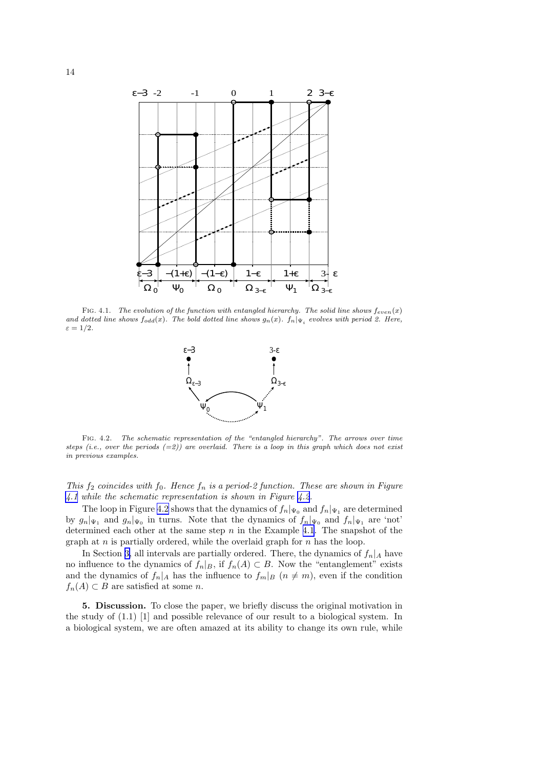FIG. 4.1. *The evolution of the function with entangled hierarchy. The solid line shows $f_{even}(x)$ and dotted line shows $f_{odd}(x)$. The bold dotted line shows $g_n(x)$. $f_n|_{\Psi_i}$ evolves with period 2. Here, $\varepsilon = 1/2$.*

FIG. 4.2. *The schematic representation of the "entangled hierarchy". The arrows over time steps (i.e., over the periods (=2)) are overlaid. There is a loop in this graph which does not exist in previous examples.*

*This $f_2$ coincides with $f_0$. Hence $f_n$ is a period-2 function. These are shown in Figure 4.1 while the schematic representation is shown in Figure 4.2.*

The loop in Figure 4.2 shows that the dynamics of $f_n|_{\Psi_0}$ and $f_n|_{\Psi_1}$ are determined by $g_n|_{\Psi_1}$ and $g_n|_{\Psi_0}$ in turns. Note that the dynamics of $f_n|_{\Psi_0}$ and $f_n|_{\Psi_1}$ are 'not' determined each other at the same step $n$ in the Example 4.1. The snapshot of the graph at $n$ is partially ordered, while the overlaid graph for $n$ has the loop.

In Section 3, all intervals are partially ordered. There, the dynamics of $f_n|_A$ have no influence to the dynamics of $f_n|_B$, if $f_n(A) \subset B$. Now the "entanglement" exists and the dynamics of $f_n|_A$ has the influence to $f_m|_B$ ($n \neq m$), even if the condition $f_n(A) \subset B$ are satisfied at some $n$.

**5. Discussion.** To close the paper, we briefly discuss the original motivation in the study of (1.1) [1] and possible relevance of our result to a biological system. In a biological system, we are often amazed at its ability to change its own rule, while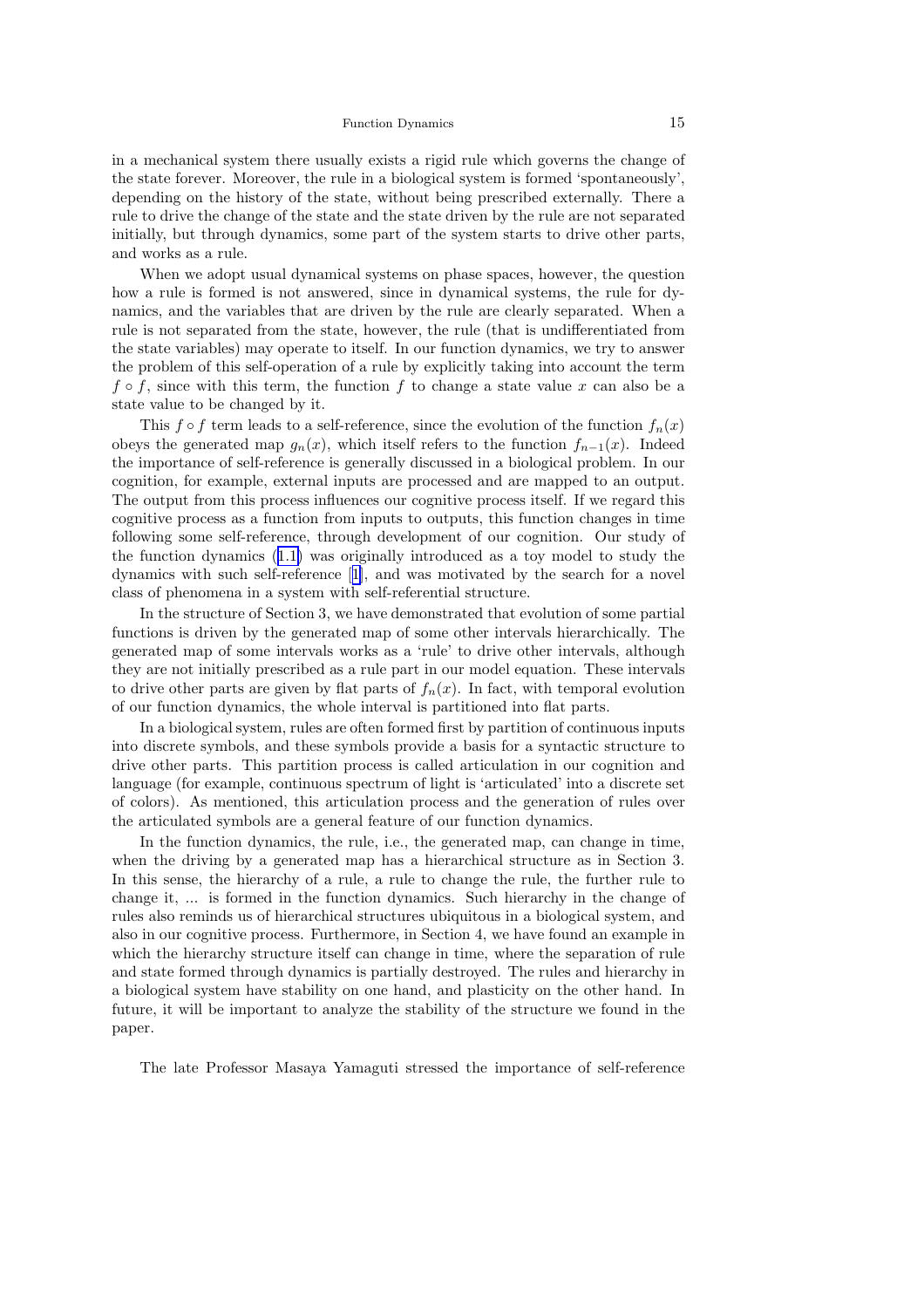in a mechanical system there usually exists a rigid rule which governs the change of the state forever. Moreover, the rule in a biological system is formed 'spontaneously', depending on the history of the state, without being prescribed externally. There a rule to drive the change of the state and the state driven by the rule are not separated initially, but through dynamics, some part of the system starts to drive other parts, and works as a rule.

When we adopt usual dynamical systems on phase spaces, however, the question how a rule is formed is not answered, since in dynamical systems, the rule for dynamics, and the variables that are driven by the rule are clearly separated. When a rule is not separated from the state, however, the rule (that is undifferentiated from the state variables) may operate to itself. In our function dynamics, we try to answer the problem of this self-operation of a rule by explicitly taking into account the term $f \circ f$, since with this term, the function $f$ to change a state value $x$ can also be a state value to be changed by it.

This $f \circ f$ term leads to a self-reference, since the evolution of the function $f_n(x)$ obeys the generated map $g_n(x)$, which itself refers to the function $f_{n-1}(x)$. Indeed the importance of self-reference is generally discussed in a biological problem. In our cognition, for example, external inputs are processed and are mapped to an output. The output from this process influences our cognitive process itself. If we regard this cognitive process as a function from inputs to outputs, this function changes in time following some self-reference, through development of our cognition. Our study of the function dynamics (1.1) was originally introduced as a toy model to study the dynamics with such self-reference [1], and was motivated by the search for a novel class of phenomena in a system with self-referential structure.

In the structure of Section 3, we have demonstrated that evolution of some partial functions is driven by the generated map of some other intervals hierarchically. The generated map of some intervals works as a 'rule' to drive other intervals, although they are not initially prescribed as a rule part in our model equation. These intervals to drive other parts are given by flat parts of $f_n(x)$. In fact, with temporal evolution of our function dynamics, the whole interval is partitioned into flat parts.

In a biological system, rules are often formed first by partition of continuous inputs into discrete symbols, and these symbols provide a basis for a syntactic structure to drive other parts. This partition process is called articulation in our cognition and language (for example, continuous spectrum of light is 'articulated' into a discrete set of colors). As mentioned, this articulation process and the generation of rules over the articulated symbols are a general feature of our function dynamics.

In the function dynamics, the rule, i.e., the generated map, can change in time, when the driving by a generated map has a hierarchical structure as in Section 3. In this sense, the hierarchy of a rule, a rule to change the rule, the further rule to change it, ... is formed in the function dynamics. Such hierarchy in the change of rules also reminds us of hierarchical structures ubiquitous in a biological system, and also in our cognitive process. Furthermore, in Section 4, we have found an example in which the hierarchy structure itself can change in time, where the separation of rule and state formed through dynamics is partially destroyed. The rules and hierarchy in a biological system have stability on one hand, and plasticity on the other hand. In future, it will be important to analyze the stability of the structure we found in the paper.

The late Professor Masaya Yamaguti stressed the importance of self-reference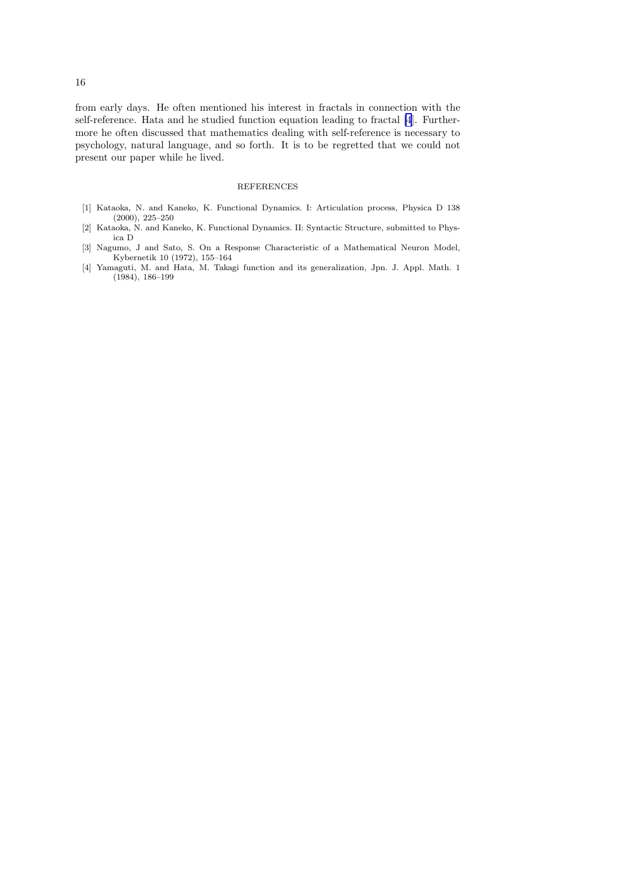from early days. He often mentioned his interest in fractals in connection with the self-reference. Hata and he studied function equation leading to fractal [4]. Furthermore he often discussed that mathematics dealing with self-reference is necessary to psychology, natural language, and so forth. It is to be regretted that we could not present our paper while he lived.

## REFERENCES

[1] Kataoka, N. and Kaneko, K. Functional Dynamics. I: Articulation process, Physica D 138 (2000), 225–250

[2] Kataoka, N. and Kaneko, K. Functional Dynamics. II: Syntactic Structure, submitted to Physica D

[3] Nagumo, J and Sato, S. On a Response Characteristic of a Mathematical Neuron Model, Kybernetik 10 (1972), 155–164

[4] Yamaguti, M. and Hata, M. Takagi function and its generalization, Jpn. J. Appl. Math. 1 (1984), 186–199